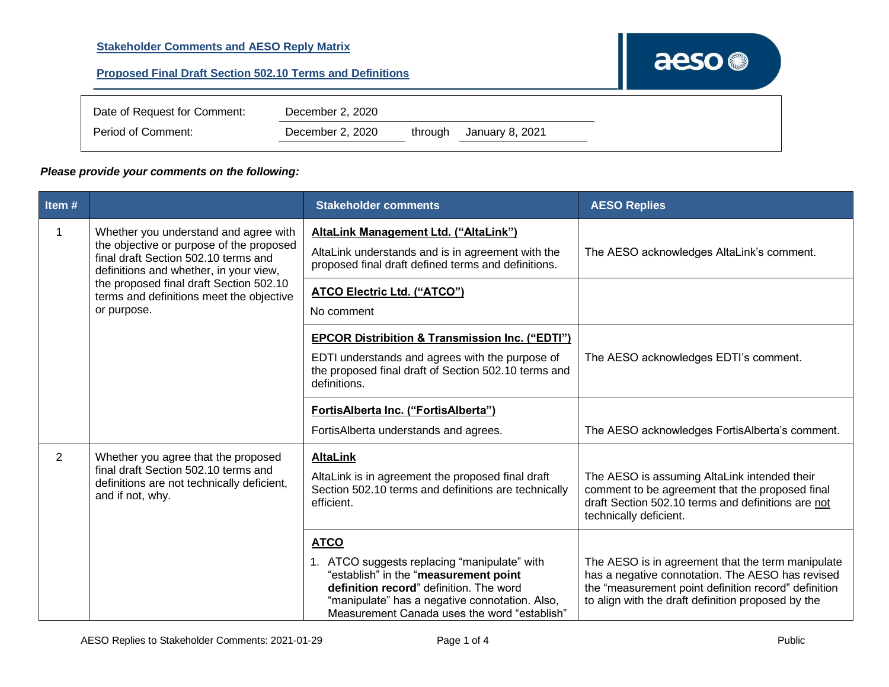**Stakeholder Comments and AESO Reply Matrix**

**Proposed Final Draft Section 502.10 Terms and Definitions**

| | | | |
|---|---|---|---|
| Date of Request for Comment: | December 2, 2020 | | |
| Period of Comment: | December 2, 2020 | through | January 8, 2021 |

***Please provide your comments on the following:***

| Item # | | Stakeholder comments | AESO Replies |
|---|---|---|---|
| 1 | Whether you understand and agree with the objective or purpose of the proposed final draft Section 502.10 terms and definitions and whether, in your view, the proposed final draft Section 502.10 terms and definitions meet the objective or purpose. | **AltaLink Management Ltd. (“AltaLink”)**<br><br>AltaLink understands and is in agreement with the proposed final draft defined terms and definitions. | The AESO acknowledges AltaLink’s comment. |
| | | **ATCO Electric Ltd. (“ATCO”)**<br><br>No comment | |
| | | **EPCOR Distribition & Transmission Inc. (“EDTI”)**<br><br>EDTI understands and agrees with the purpose of the proposed final draft of Section 502.10 terms and definitions. | The AESO acknowledges EDTI’s comment. |
| | | **FortisAlberta Inc. (“FortisAlberta”)**<br><br>FortisAlberta understands and agrees. | The AESO acknowledges FortisAlberta’s comment. |
| 2 | Whether you agree that the proposed final draft Section 502.10 terms and definitions are not technically deficient, and if not, why. | **AltaLink**<br><br>AltaLink is in agreement the proposed final draft Section 502.10 terms and definitions are technically efficient. | The AESO is assuming AltaLink intended their comment to be agreement that the proposed final draft Section 502.10 terms and definitions are not technically deficient. |
| | | **ATCO**<br><br>1. ATCO suggests replacing “manipulate” with “establish” in the “**measurement point definition record**” definition. The word “manipulate” has a negative connotation. Also, Measurement Canada uses the word “establish” | The AESO is in agreement that the term manipulate has a negative connotation. The AESO has revised the “measurement point definition record” definition to align with the draft definition proposed by the |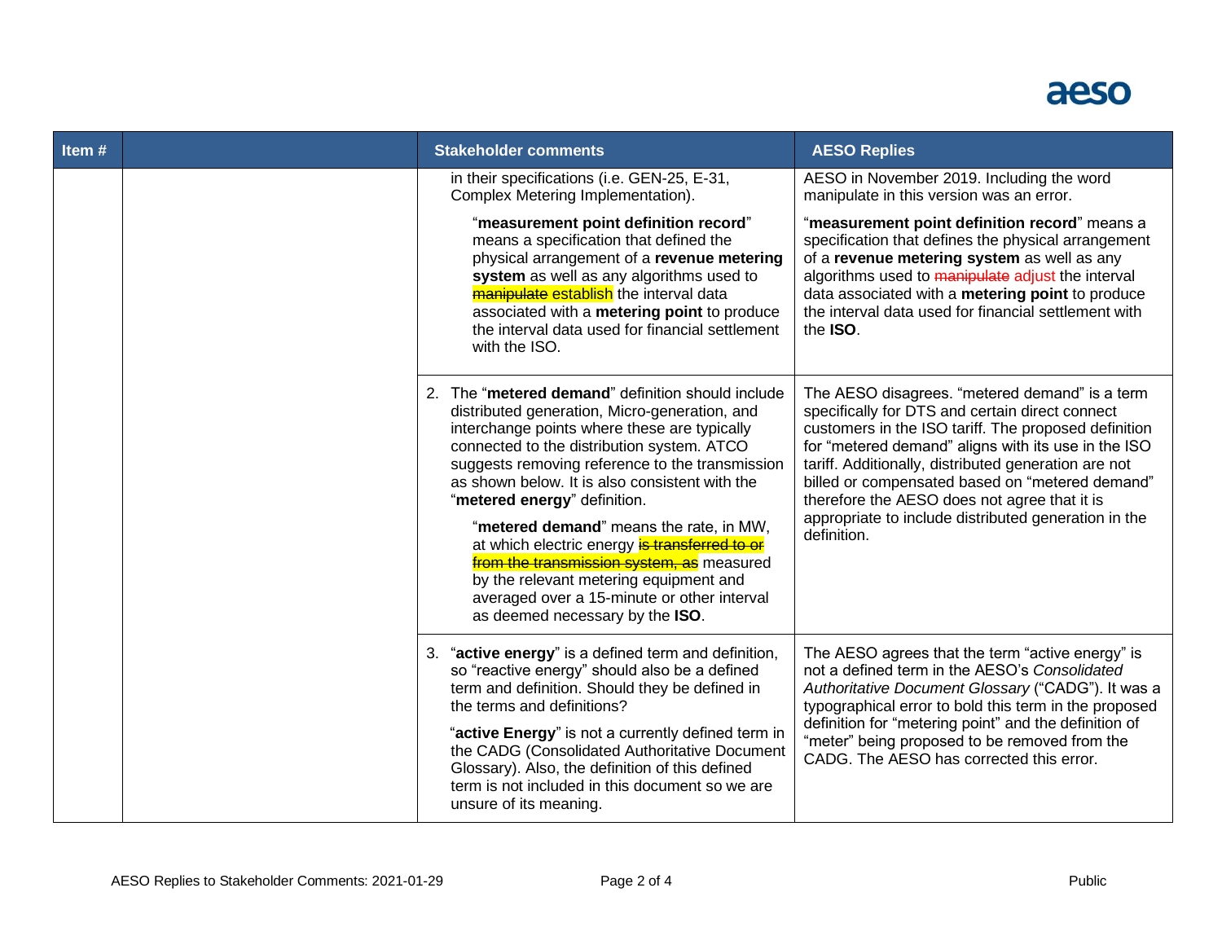| Item # | | Stakeholder comments | AESO Replies |
|---|---|---|---|
| | | in their specifications (i.e. GEN-25, E-31, Complex Metering Implementation).<br><br>"**measurement point definition record**" means a specification that defined the physical arrangement of a **revenue metering system** as well as any algorithms used to ~~manipulate~~ establish the interval data associated with a **metering point** to produce the interval data used for financial settlement with the ISO. | AESO in November 2019. Including the word manipulate in this version was an error.<br><br>"**measurement point definition record**" means a specification that defines the physical arrangement of a **revenue metering system** as well as any algorithms used to ~~manipulate~~ adjust the interval data associated with a **metering point** to produce the interval data used for financial settlement with the **ISO**. |
| | | 2. The "**metered demand**" definition should include distributed generation, Micro-generation, and interchange points where these are typically connected to the distribution system. ATCO suggests removing reference to the transmission as shown below. It is also consistent with the "**metered energy**" definition.<br><br>"**metered demand**" means the rate, in MW, at which electric energy ~~is transferred to or from the transmission system, as~~ measured by the relevant metering equipment and averaged over a 15-minute or other interval as deemed necessary by the **ISO**. | The AESO disagrees. "metered demand" is a term specifically for DTS and certain direct connect customers in the ISO tariff. The proposed definition for "metered demand" aligns with its use in the ISO tariff. Additionally, distributed generation are not billed or compensated based on "metered demand" therefore the AESO does not agree that it is appropriate to include distributed generation in the definition. |
| | | 3. "**active energy**" is a defined term and definition, so "reactive energy" should also be a defined term and definition. Should they be defined in the terms and definitions?<br><br>"**active Energy**" is not a currently defined term in the CADG (Consolidated Authoritative Document Glossary). Also, the definition of this defined term is not included in this document so we are unsure of its meaning. | The AESO agrees that the term "active energy" is not a defined term in the AESO's *Consolidated Authoritative Document Glossary* ("CADG"). It was a typographical error to bold this term in the proposed definition for "metering point" and the definition of "meter" being proposed to be removed from the CADG. The AESO has corrected this error. |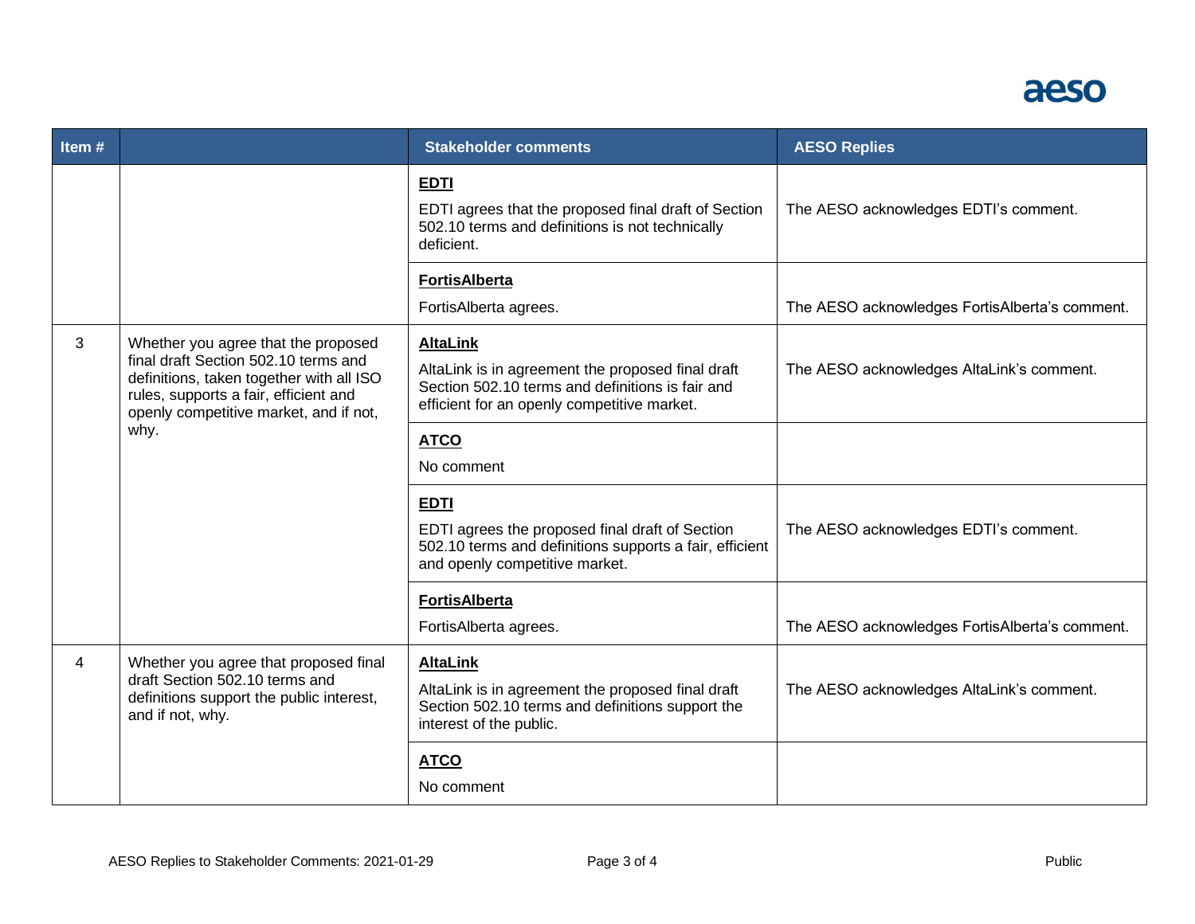| Item # | | Stakeholder comments | AESO Replies |
|---|---|---|---|
| | | **EDTI**<br>EDTI agrees that the proposed final draft of Section 502.10 terms and definitions is not technically deficient. | The AESO acknowledges EDTI's comment. |
| | | **FortisAlberta**<br>FortisAlberta agrees. | The AESO acknowledges FortisAlberta's comment. |
| 3 | Whether you agree that the proposed final draft Section 502.10 terms and definitions, taken together with all ISO rules, supports a fair, efficient and openly competitive market, and if not, why. | **AltaLink**<br>AltaLink is in agreement the proposed final draft Section 502.10 terms and definitions is fair and efficient for an openly competitive market. | The AESO acknowledges AltaLink's comment. |
| | | **ATCO**<br>No comment | |
| | | **EDTI**<br>EDTI agrees the proposed final draft of Section 502.10 terms and definitions supports a fair, efficient and openly competitive market. | The AESO acknowledges EDTI's comment. |
| | | **FortisAlberta**<br>FortisAlberta agrees. | The AESO acknowledges FortisAlberta's comment. |
| 4 | Whether you agree that proposed final draft Section 502.10 terms and definitions support the public interest, and if not, why. | **AltaLink**<br>AltaLink is in agreement the proposed final draft Section 502.10 terms and definitions support the interest of the public. | The AESO acknowledges AltaLink's comment. |
| | | **ATCO**<br>No comment | |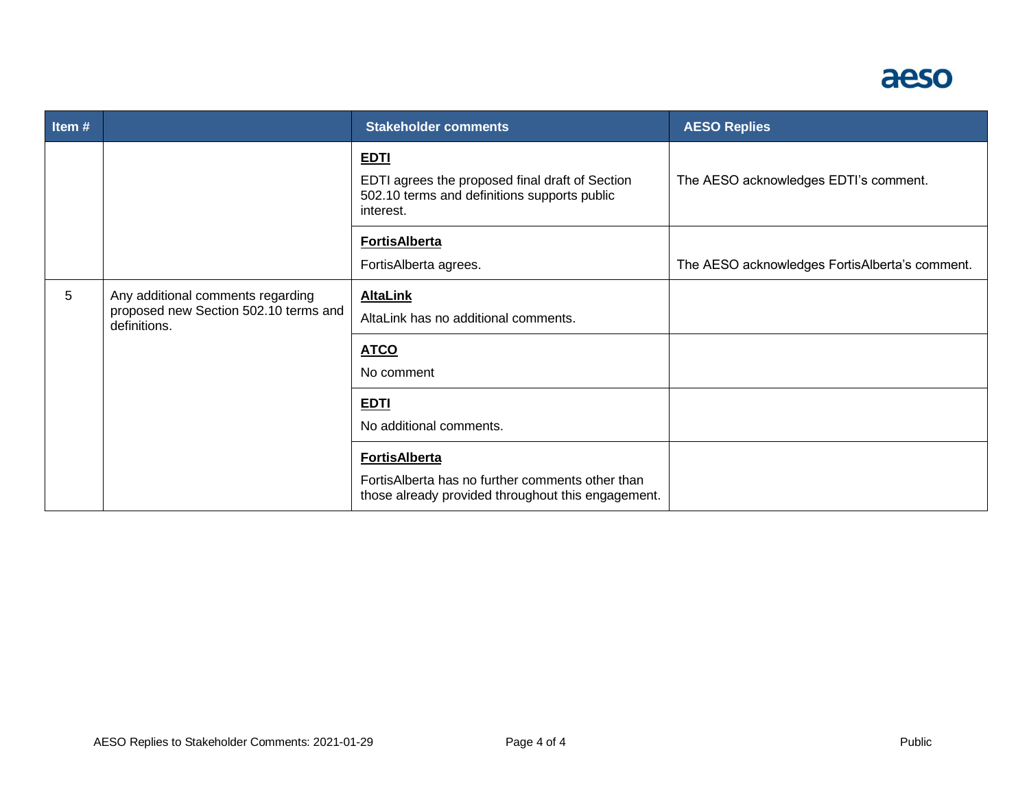| Item # | | Stakeholder comments | AESO Replies |
|---|---|---|---|
| | | **EDTI**<br>EDTI agrees the proposed final draft of Section 502.10 terms and definitions supports public interest. | The AESO acknowledges EDTI's comment. |
| | | **FortisAlberta**<br>FortisAlberta agrees. | The AESO acknowledges FortisAlberta's comment. |
| 5 | Any additional comments regarding proposed new Section 502.10 terms and definitions. | **AltaLink**<br>AltaLink has no additional comments. | |
| | | **ATCO**<br>No comment | |
| | | **EDTI**<br>No additional comments. | |
| | | **FortisAlberta**<br>FortisAlberta has no further comments other than those already provided throughout this engagement. | |